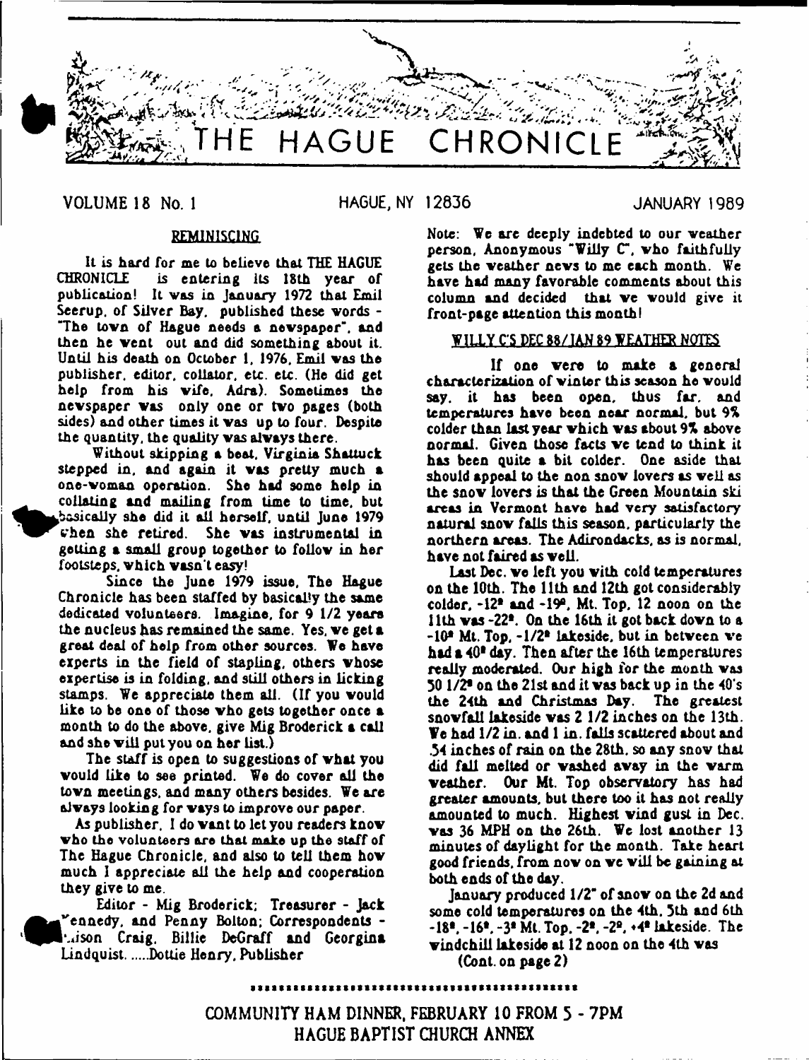# THE HAGUE CHRONICLE

VOLUME 18 No. 1 HAGUE, NY 12836 JANUARY 1989

## REMINISCING

It is hard for me to believe that THE HAGUE CHRONICLE is entering its 18th year of publication! It was in January 1972 that Emil Seerup, of Silver Bay, published these words - "The town of Hague needs a newspaper", and then he went out and did something about it. Until his death on October 1, 1976, Emil was the publisher, editor, collator, etc. etc. (He did get help from his wife, Adra). Sometimes the newspaper was only one or two pages (both sides) and other times it was up to four. Despite the quantity, the quality was always there.

Without skipping a beat, Virginia Shattuck stepped in, and again it was pretty much a one-woman operation. She had some help in collating and mailing from time to time, but basically she did it all herself, until June 1979 when she retired. She was instrumental in getting a small group together to follow in her footsteps, which wasn't easy!

Since the June 1979 issue, The Hague Chronicle has been staffed by basically the same dedicated volunteers. Imagine, for 9 1/2 years the nucleus has remained the same. Yes, we get a great deal of help from other sources. We have experts in the field of stapling, others whose expertise is in folding, and still others in licking stamps. We appreciate them all. (If you would like to be one of those who gets together once a month to do the above, give Mig Broderick a call and she will put you on her list.)

The staff is open to suggestions of what you would like to see printed. We do cover all the town meetings, and many others besides. We are always looking for ways to improve our paper.

As publisher, I do want to let you readers know who the volunteers are that make up the staff of The Hague Chronicle, and also to tell them how much I appreciate all the help and cooperation they give to me.

Editor - Mig Broderick; Treasurer - Jack Kennedy, and Penny Bolton; Correspondents - Alison Craig, Billie DeGraff and Georgina Lindquist. .....Dottie Henry, Publisher

Note: We are deeply indebted to our weather person, Anonymous "Willy C", who faithfully gets the weather news to me each month. We have had many favorable comments about this column and decided that we would give it front-page attention this month!

## WILLY C'S DEC 88/JAN 89 WEATHER NOTES

If one were to make a general characterization of winter this season he would say, it has been open, thus far, and temperatures have been near normal, but 9% colder than last year which was about 9% above normal. Given those facts we tend to think it has been quite a bit colder. One aside that should appeal to the non snow lovers as well as the snow lovers is that the Green Mountain ski areas in Vermont have had very satisfactory natural snow falls this season, particularly the northern areas. The Adirondacks, as is normal, have not faired as well.

Last Dec. we left you with cold temperatures on the 10th. The 11th and 12th got considerably colder, -12° and -19°, Mt. Top, 12 noon on the 11th was -22°. On the 16th it got back down to a -10° Mt. Top, -1/2° lakeside, but in between we had a 40° day. Then after the 16th temperatures really moderated. Our high for the month was 50 1/2° on the 21st and it was back up in the 40's the 24th and Christmas Day. The greatest snowfall lakeside was 2 1/2 inches on the 13th. We had 1/2 in. and 1 in. falls scattered about and .54 inches of rain on the 28th, so any snow that did fall melted or washed away in the warm weather. Our Mt. Top observatory has had greater amounts, but there too it has not really amounted to much. Highest wind gust in Dec. was 36 MPH on the 26th. We lost another 13 minutes of daylight for the month. Take heart good friends, from now on we will be gaining at both ends of the day.

January produced 1/2" of snow on the 2d and some cold temperatures on the 4th, 5th and 6th -18°, -16°, -3° Mt. Top, -2°, -2°, +4° lakeside. The windchill lakeside at 12 noon on the 4th was

(Cont. on page 2)

COMMUNITY HAM DINNER, FEBRUARY 10 FROM 5 - 7PM
HAGUE BAPTIST CHURCH ANNEX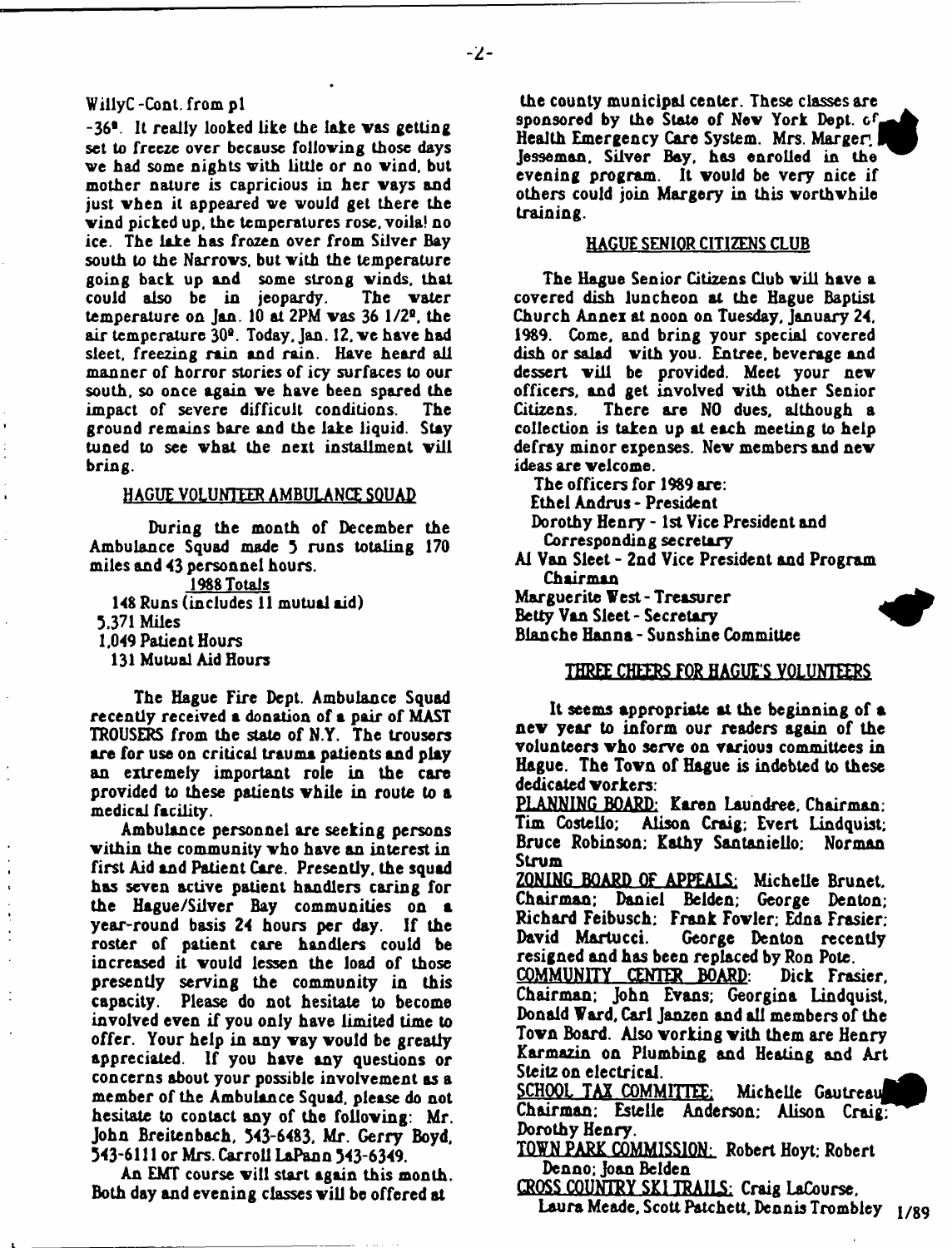WillyC -Cont. from p1

-36°. It really looked like the lake was getting set to freeze over because following those days we had some nights with little or no wind, but mother nature is capricious in her ways and just when it appeared we would get there the wind picked up, the temperatures rose, voila! no ice. The lake has frozen over from Silver Bay south to the Narrows, but with the temperature going back up and some strong winds, that could also be in jeopardy. The water temperature on Jan. 10 at 2PM was 36 1/2°, the air temperature 30°. Today, Jan. 12, we have had sleet, freezing rain and rain. Have heard all manner of horror stories of icy surfaces to our south, so once again we have been spared the impact of severe difficult conditions. The ground remains bare and the lake liquid. Stay tuned to see what the next installment will bring.

## HAGUE VOLUNTEER AMBULANCE SQUAD

During the month of December the Ambulance Squad made 5 runs totaling 170 miles and 43 personnel hours.

1988 Totals

- 148 Runs (includes 11 mutual aid)
- 5,371 Miles
- 1,049 Patient Hours
- 131 Mutual Aid Hours

The Hague Fire Dept. Ambulance Squad recently received a donation of a pair of MAST TROUSERS from the state of N.Y. The trousers are for use on critical trauma patients and play an extremely important role in the care provided to these patients while in route to a medical facility.

Ambulance personnel are seeking persons within the community who have an interest in first Aid and Patient Care. Presently, the squad has seven active patient handlers caring for the Hague/Silver Bay communities on a year-round basis 24 hours per day. If the roster of patient care handlers could be increased it would lessen the load of those presently serving the community in this capacity. Please do not hesitate to become involved even if you only have limited time to offer. Your help in any way would be greatly appreciated. If you have any questions or concerns about your possible involvement as a member of the Ambulance Squad, please do not hesitate to contact any of the following: Mr. John Breitenbach, 543-6483, Mr. Gerry Boyd, 543-6111 or Mrs. Carroll LaPann 543-6349.

An EMT course will start again this month. Both day and evening classes will be offered at the county municipal center. These classes are sponsored by the State of New York Dept. of Health Emergency Care System. Mrs. Margery Jesseman, Silver Bay, has enrolled in the evening program. It would be very nice if others could join Margery in this worthwhile training.

## HAGUE SENIOR CITIZENS CLUB

The Hague Senior Citizens Club will have a covered dish luncheon at the Hague Baptist Church Annex at noon on Tuesday, January 24, 1989. Come, and bring your special covered dish or salad with you. Entree, beverage and dessert will be provided. Meet your new officers, and get involved with other Senior Citizens. There are NO dues, although a collection is taken up at each meeting to help defray minor expenses. New members and new ideas are welcome.

The officers for 1989 are:
- Ethel Andrus - President
- Dorothy Henry - 1st Vice President and Corresponding secretary
- Al Van Sleet - 2nd Vice President and Program Chairman
- Marguerite West - Treasurer
- Betty Van Sleet - Secretary
- Blanche Hanna - Sunshine Committee

## THREE CHEERS FOR HAGUE'S VOLUNTEERS

It seems appropriate at the beginning of a new year to inform our readers again of the volunteers who serve on various committees in Hague. The Town of Hague is indebted to these dedicated workers:

PLANNING BOARD: Karen Laundree, Chairman; Tim Costello; Alison Craig; Evert Lindquist; Bruce Robinson; Kathy Santaniello; Norman Strum

ZONING BOARD OF APPEALS: Michelle Brunet, Chairman; Daniel Belden; George Denton; Richard Feibusch; Frank Fowler; Edna Frasier; David Martucci. George Denton recently resigned and has been replaced by Ron Pote.

COMMUNITY CENTER BOARD: Dick Frasier, Chairman; John Evans; Georgina Lindquist, Donald Ward, Carl Janzen and all members of the Town Board. Also working with them are Henry Karmazin on Plumbing and Heating and Art Steitz on electrical.

SCHOOL TAX COMMITTEE: Michelle Gautreau, Chairman; Estelle Anderson; Alison Craig; Dorothy Henry.

TOWN PARK COMMISSION: Robert Hoyt; Robert Denno; Joan Belden

CROSS COUNTRY SKI TRAILS: Craig LaCourse, Laura Meade, Scott Patchett, Dennis Trombley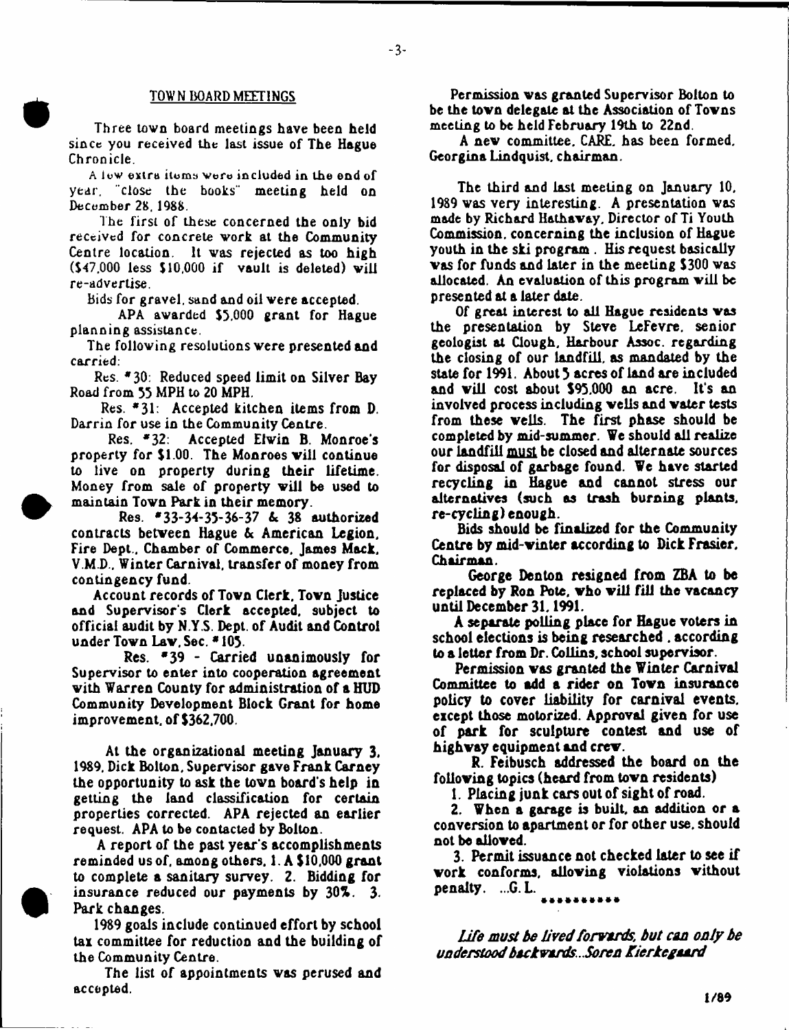## TOWN BOARD MEETINGS

Three town board meetings have been held since you received the last issue of The Hague Chronicle.

A few extra items were included in the end of year, "close the books" meeting held on December 28, 1988.

The first of these concerned the only bid received for concrete work at the Community Centre location. It was rejected as too high ($47,000 less $10,000 if vault is deleted) will re-advertise.

Bids for gravel, sand and oil were accepted.

APA awarded $5,000 grant for Hague planning assistance.

The following resolutions were presented and carried:

Res. #30: Reduced speed limit on Silver Bay Road from 55 MPH to 20 MPH.

Res. #31: Accepted kitchen items from D. Darrin for use in the Community Centre.

Res. #32: Accepted Elwin B. Monroe's property for $1.00. The Monroes will continue to live on property during their lifetime. Money from sale of property will be used to maintain Town Park in their memory.

Res. #33-34-35-36-37 & 38 authorized contracts between Hague & American Legion, Fire Dept., Chamber of Commerce, James Mack, V.M.D., Winter Carnival, transfer of money from contingency fund.

Account records of Town Clerk, Town Justice and Supervisor's Clerk accepted, subject to official audit by N.Y.S. Dept. of Audit and Control under Town Law, Sec. #105.

Res. #39 - Carried unanimously for Supervisor to enter into cooperation agreement with Warren County for administration of a HUD Community Development Block Grant for home improvement, of $362,700.

At the organizational meeting January 3, 1989, Dick Bolton, Supervisor gave Frank Carney the opportunity to ask the town board's help in getting the land classification for certain properties corrected. APA rejected an earlier request. APA to be contacted by Bolton.

A report of the past year's accomplishments reminded us of, among others, 1. A $10,000 grant to complete a sanitary survey. 2. Bidding for insurance reduced our payments by 30%. 3. Park changes.

1989 goals include continued effort by school tax committee for reduction and the building of the Community Centre.

The list of appointments was perused and accepted.

Permission was granted Supervisor Bolton to be the town delegate at the Association of Towns meeting to be held February 19th to 22nd.

A new committee, CARE, has been formed, Georgina Lindquist, chairman.

The third and last meeting on January 10, 1989 was very interesting. A presentation was made by Richard Hathaway, Director of Ti Youth Commission, concerning the inclusion of Hague youth in the ski program. His request basically was for funds and later in the meeting $300 was allocated. An evaluation of this program will be presented at a later date.

Of great interest to all Hague residents was the presentation by Steve LeFevre, senior geologist at Clough, Harbour Assoc. regarding the closing of our landfill, as mandated by the state for 1991. About 5 acres of land are included and will cost about $95,000 an acre. It's an involved process including wells and water tests from these wells. The first phase should be completed by mid-summer. We should all realize our landfill must be closed and alternate sources for disposal of garbage found. We have started recycling in Hague and cannot stress our alternatives (such as trash burning plants, re-cycling) enough.

Bids should be finalized for the Community Centre by mid-winter according to Dick Frasier, Chairman.

George Denton resigned from ZBA to be replaced by Ron Pote, who will fill the vacancy until December 31, 1991.

A separate polling place for Hague voters in school elections is being researched, according to a letter from Dr. Collins, school supervisor.

Permission was granted the Winter Carnival Committee to add a rider on Town insurance policy to cover liability for carnival events, except those motorized. Approval given for use of park for sculpture contest and use of highway equipment and crew.

R. Feibusch addressed the board on the following topics (heard from town residents)

1. Placing junk cars out of sight of road.
2. When a garage is built, an addition or a conversion to apartment or for other use, should not be allowed.
3. Permit issuance not checked later to see if work conforms, allowing violations without penalty. ...G. L.

**********

*Life must be lived forwards, but can only be understood backwards...Soren Kierkegaard*

1/89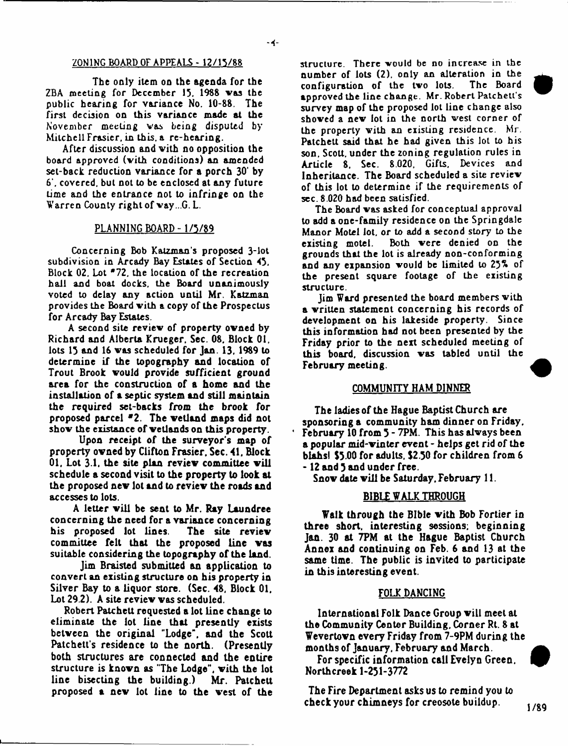## ZONING BOARD OF APPEALS - 12/15/88

The only item on the agenda for the ZBA meeting for December 15, 1988 was the public hearing for variance No. 10-88. The first decision on this variance made at the November meeting was being disputed by Mitchell Frasier, in this, a re-hearing.

After discussion and with no opposition the board approved (with conditions) an amended set-back reduction variance for a porch 30' by 6', covered, but not to be enclosed at any future time and the entrance not to infringe on the Warren County right of way...G. L.

## PLANNING BOARD - 1/5/89

Concerning Bob Katzman's proposed 3-lot subdivision in Arcady Bay Estates of Section 45, Block 02, Lot #72, the location of the recreation hall and boat docks, the Board unanimously voted to delay any action until Mr. Katzman provides the Board with a copy of the Prospectus for Arcady Bay Estates.

A second site review of property owned by Richard and Alberta Krueger, Sec. 08, Block 01, lots 15 and 16 was scheduled for Jan. 13, 1989 to determine if the topography and location of Trout Brook would provide sufficient ground area for the construction of a home and the installation of a septic system and still maintain the required set-backs from the brook for proposed parcel #2. The wetland maps did not show the existance of wetlands on this property.

Upon receipt of the surveyor's map of property owned by Clifton Frasier, Sec. 41, Block 01, Lot 3.1, the site plan review committee will schedule a second visit to the property to look at the proposed new lot and to review the roads and accesses to lots.

A letter will be sent to Mr. Ray Laundree concerning the need for a variance concerning his proposed lot lines. The site review committee felt that the proposed line was suitable considering the topography of the land.

Jim Braisted submitted an application to convert an existing structure on his property in Silver Bay to a liquor store. (Sec. 48, Block 01, Lot 29.2). A site review was scheduled.

Robert Patchett requested a lot line change to eliminate the lot line that presently exists between the original "Lodge", and the Scott Patchett's residence to the north. (Presently both structures are connected and the entire structure is known as "The Lodge", with the lot line bisecting the building.) Mr. Patchett proposed a new lot line to the west of the structure. There would be no increase in the number of lots (2), only an alteration in the configuration of the two lots. The Board approved the line change. Mr. Robert Patchett's survey map of the proposed lot line change also showed a new lot in the north west corner of the property with an existing residence. Mr. Patchett said that he had given this lot to his son, Scott, under the zoning regulation rules in Article 8, Sec. 8.020, Gifts, Devices and Inheritance. The Board scheduled a site review of this lot to determine if the requirements of sec. 8.020 had been satisfied.

The Board was asked for conceptual approval to add a one-family residence on the Springdale Manor Motel lot, or to add a second story to the existing motel. Both were denied on the grounds that the lot is already non-conforming and any expansion would be limited to 25% of the present square footage of the existing structure.

Jim Ward presented the board members with a written statement concerning his records of development on his lakeside property. Since this information had not been presented by the Friday prior to the next scheduled meeting of this board, discussion was tabled until the February meeting.

## COMMUNITY HAM DINNER

The ladies of the Hague Baptist Church are sponsoring a community ham dinner on Friday, February 10 from 5 - 7PM. This has always been a popular mid-winter event - helps get rid of the blahs! $5.00 for adults, $2.50 for children from 6 - 12 and 5 and under free.

Snow date will be Saturday, February 11.

## BIBLE WALK THROUGH

Walk through the Bible with Bob Fortier in three short, interesting sessions; beginning Jan. 30 at 7PM at the Hague Baptist Church Annex and continuing on Feb. 6 and 13 at the same time. The public is invited to participate in this interesting event.

## FOLK DANCING

International Folk Dance Group will meet at the Community Center Building, Corner Rt. 8 at Wevertown every Friday from 7-9PM during the months of January, February and March.

For specific information call Evelyn Green, Northcreek 1-251-3772

The Fire Department asks us to remind you to check your chimneys for creosote buildup.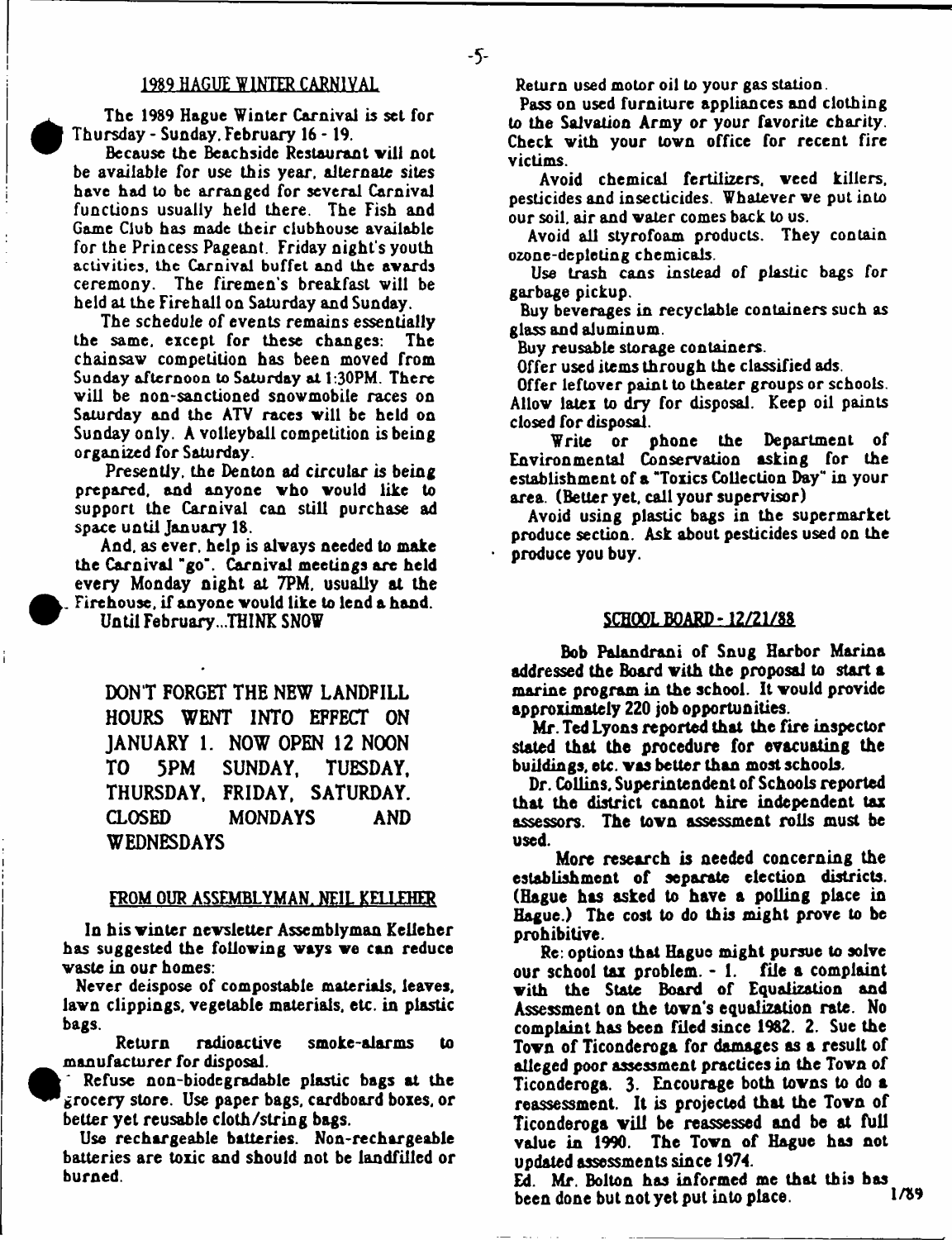## 1989 HAGUE WINTER CARNIVAL

The 1989 Hague Winter Carnival is set for Thursday - Sunday, February 16 - 19.

Because the Beachside Restaurant will not be available for use this year, alternate sites have had to be arranged for several Carnival functions usually held there. The Fish and Game Club has made their clubhouse available for the Princess Pageant. Friday night's youth activities, the Carnival buffet and the awards ceremony. The firemen's breakfast will be held at the Firehall on Saturday and Sunday.

The schedule of events remains essentially the same, except for these changes: The chainsaw competition has been moved from Sunday afternoon to Saturday at 1:30PM. There will be non-sanctioned snowmobile races on Saturday and the ATV races will be held on Sunday only. A volleyball competition is being organized for Saturday.

Presently, the Denton ad circular is being prepared, and anyone who would like to support the Carnival can still purchase ad space until January 18.

And, as ever, help is always needed to make the Carnival "go". Carnival meetings are held every Monday night at 7PM, usually at the Firehouse, if anyone would like to lend a hand.

Until February...THINK SNOW

DON'T FORGET THE NEW LANDFILL HOURS WENT INTO EFFECT ON JANUARY 1. NOW OPEN 12 NOON TO 5PM SUNDAY, TUESDAY, THURSDAY, FRIDAY, SATURDAY. CLOSED MONDAYS AND WEDNESDAYS

## FROM OUR ASSEMBLYMAN, NEIL KELLEHER

In his winter newsletter Assemblyman Kelleher has suggested the following ways we can reduce waste in our homes:

Never deispose of compostable materials, leaves, lawn clippings, vegetable materials, etc. in plastic bags.

Return radioactive smoke-alarms to manufacturer for disposal.

Refuse non-biodegradable plastic bags at the grocery store. Use paper bags, cardboard boxes, or better yet reusable cloth/string bags.

Use rechargeable batteries. Non-rechargeable batteries are toxic and should not be landfilled or burned.

Return used motor oil to your gas station.

Pass on used furniture appliances and clothing to the Salvation Army or your favorite charity. Check with your town office for recent fire victims.

Avoid chemical fertilizers, weed killers, pesticides and insecticides. Whatever we put into our soil, air and water comes back to us.

Avoid all styrofoam products. They contain ozone-depleting chemicals.

Use trash cans instead of plastic bags for garbage pickup.

Buy beverages in recyclable containers such as glass and aluminum.

Buy reusable storage containers.

Offer used items through the classified ads.

Offer leftover paint to theater groups or schools. Allow latex to dry for disposal. Keep oil paints closed for disposal.

Write or phone the Department of Environmental Conservation asking for the establishment of a "Toxics Collection Day" in your area. (Better yet, call your supervisor)

Avoid using plastic bags in the supermarket produce section. Ask about pesticides used on the produce you buy.

## SCHOOL BOARD - 12/21/88

Bob Palandrani of Snug Harbor Marina addressed the Board with the proposal to start a marine program in the school. It would provide approximately 220 job opportunities.

Mr. Ted Lyons reported that the fire inspector stated that the procedure for evacuating the buildings, etc. was better than most schools.

Dr. Collins, Superintendent of Schools reported that the district cannot hire independent tax assessors. The town assessment rolls must be used.

More research is needed concerning the establishment of separate election districts. (Hague has asked to have a polling place in Hague.) The cost to do this might prove to be prohibitive.

Re: options that Hague might pursue to solve our school tax problem. - 1. file a complaint with the State Board of Equalization and Assessment on the town's equalization rate. No complaint has been filed since 1982. 2. Sue the Town of Ticonderoga for damages as a result of alleged poor assessment practices in the Town of Ticonderoga. 3. Encourage both towns to do a reassessment. It is projected that the Town of Ticonderoga will be reassessed and be at full value in 1990. The Town of Hague has not updated assessments since 1974.

Ed. Mr. Bolton has informed me that this has been done but not yet put into place.

1/89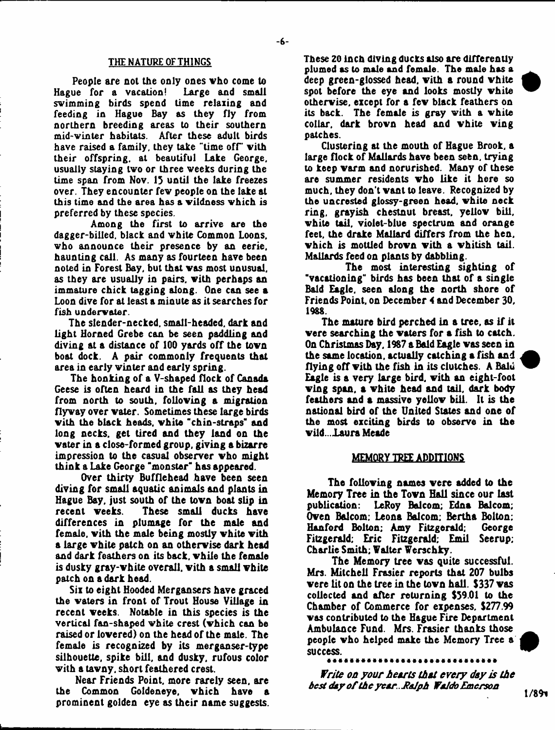## THE NATURE OF THINGS

People are not the only ones who come to Hague for a vacation! Large and small swimming birds spend time relaxing and feeding in Hague Bay as they fly from northern breeding areas to their southern mid-winter habitats. After these adult birds have raised a family, they take "time off" with their offspring, at beautiful Lake George, usually staying two or three weeks during the time span from Nov. 15 until the lake freezes over. They encounter few people on the lake at this time and the area has a wildness which is preferred by these species.

Among the first to arrive are the dagger-billed, black and white Common Loons, who announce their presence by an eerie, haunting call. As many as fourteen have been noted in Forest Bay, but that was most unusual, as they are usually in pairs, with perhaps an immature chick tagging along. One can see a Loon dive for at least a minute as it searches for fish underwater.

The slender-necked, small-headed, dark and light Horned Grebe can be seen paddling and diving at a distance of 100 yards off the town boat dock. A pair commonly frequents that area in early winter and early spring.

The honking of a V-shaped flock of Canada Geese is often heard in the fall as they head from north to south, following a migration flyway over water. Sometimes these large birds with the black heads, white "chin-straps" and long necks, get tired and they land on the water in a close-formed group, giving a bizarre impression to the casual observer who might think a Lake George "monster" has appeared.

Over thirty Bufflehead have been seen diving for small aquatic animals and plants in Hague Bay, just south of the town boat slip in recent weeks. These small ducks have differences in plumage for the male and female, with the male being mostly white with a large white patch on an otherwise dark head and dark feathers on its back, while the female is dusky gray-white overall, with a small white patch on a dark head.

Six to eight Hooded Mergansers have graced the waters in front of Trout House Village in recent weeks. Notable in this species is the vertical fan-shaped white crest (which can be raised or lowered) on the head of the male. The female is recognized by its merganser-type silhouette, spike bill, and dusky, rufous color with a tawny, short feathered crest.

Near Friends Point, more rarely seen, are the Common Goldeneye, which have a prominent golden eye as their name suggests. These 20 inch diving ducks also are differently plumed as to male and female. The male has a deep green-glossed head, with a round white spot before the eye and looks mostly white otherwise, except for a few black feathers on its back. The female is gray with a white collar, dark brown head and white wing patches.

Clustering at the mouth of Hague Brook, a large flock of Mallards have been seen, trying to keep warm and norurished. Many of these are summer residents who like it here so much, they don't want to leave. Recognized by the uncrested glossy-green head, white neck ring, grayish chestnut breast, yellow bill, white tail, violet-blue spectrum and orange feet, the drake Mallard differs from the hen, which is mottled brown with a whitish tail. Mallards feed on plants by dabbling.

The most interesting sighting of "vacationing" birds has been that of a single Bald Eagle, seen along the north shore of Friends Point, on December 4 and December 30, 1988.

The mature bird perched in a tree, as if it were searching the waters for a fish to catch. On Christmas Day, 1987 a Bald Eagle was seen in the same location, actually catching a fish and flying off with the fish in its clutches. A Bald Eagle is a very large bird, with an eight-foot wing span, a white head and tail, dark body feathers and a massive yellow bill. It is the national bird of the United States and one of the most exciting birds to observe in the wild....Laura Meade

## MEMORY TREE ADDITIONS

The following names were added to the Memory Tree in the Town Hall since our last publication: LeRoy Balcom; Edna Balcom; Owen Balcom; Leona Balcom; Bertha Bolton; Hanford Bolton; Amy Fitzgerald; George Fitzgerald; Eric Fitzgerald; Emil Seerup; Charlie Smith; Walter Werschky.

The Memory tree was quite successful. Mrs. Mitchell Frasier reports that 207 bulbs were lit on the tree in the town hall. $337 was collected and after returning $59.01 to the Chamber of Commerce for expenses, $277.99 was contributed to the Hague Fire Department Ambulance Fund. Mrs. Frasier thanks those people who helped make the Memory Tree a success.

****************************

*Write on your hearts that every day is the best day of the year...Ralph Waldo Emerson*

1/89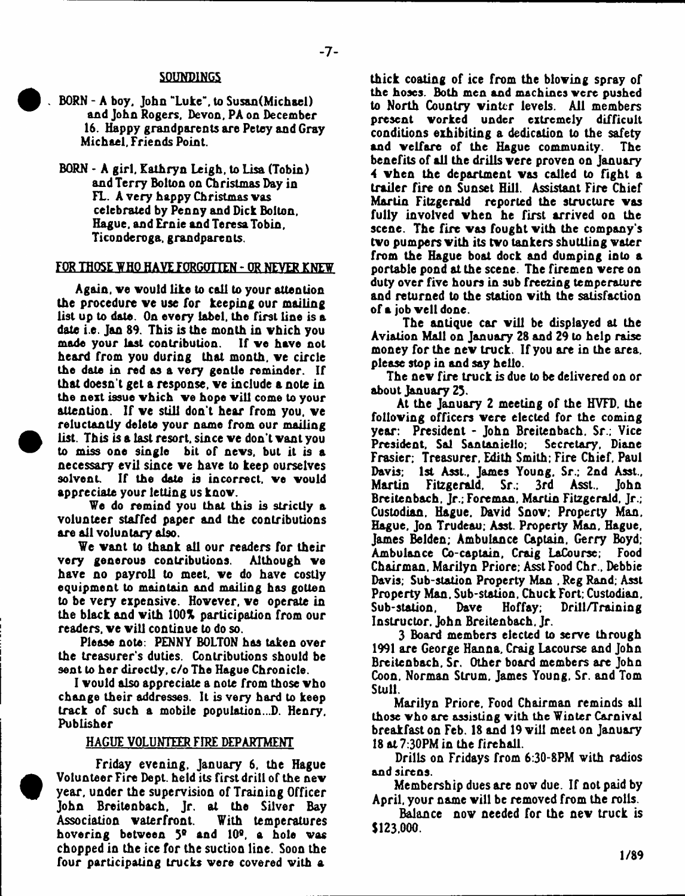## SOUNDINGS

- BORN - A boy, John "Luke", to Susan(Michael) and John Rogers, Devon, PA on December 16. Happy grandparents are Petey and Gray Michael, Friends Point.

- BORN - A girl, Kathryn Leigh, to Lisa (Tobin) and Terry Bolton on Christmas Day in FL. A very happy Christmas was celebrated by Penny and Dick Bolton, Hague, and Ernie and Teresa Tobin, Ticonderoga, grandparents.

## FOR THOSE WHO HAVE FORGOTTEN - OR NEVER KNEW

Again, we would like to call to your attention the procedure we use for keeping our mailing list up to date. On every label, the first line is a date i.e. Jan 89. This is the month in which you made your last contribution. If we have not heard from you during that month, we circle the date in red as a very gentle reminder. If that doesn't get a response, we include a note in the next issue which we hope will come to your attention. If we still don't hear from you, we reluctantly delete your name from our mailing list. This is a last resort, since we don't want you to miss one single bit of news, but it is a necessary evil since we have to keep ourselves solvent. If the date is incorrect, we would appreciate your letting us know.

We do remind you that this is strictly a volunteer staffed paper and the contributions are all voluntary also.

We want to thank all our readers for their very generous contributions. Although we have no payroll to meet, we do have costly equipment to maintain and mailing has gotten to be very expensive. However, we operate in the black and with 100% participation from our readers, we will continue to do so.

Please note: PENNY BOLTON has taken over the treasurer's duties. Contributions should be sent to her directly, c/o The Hague Chronicle.

I would also appreciate a note from those who change their addresses. It is very hard to keep track of such a mobile population...D. Henry, Publisher

## HAGUE VOLUNTEER FIRE DEPARTMENT

Friday evening, January 6, the Hague Volunteer Fire Dept. held its first drill of the new year, under the supervision of Training Officer John Breitenbach, Jr. at the Silver Bay Association waterfront. With temperatures hovering between 5º and 10º, a hole was chopped in the ice for the suction line. Soon the four participating trucks were covered with a thick coating of ice from the blowing spray of the hoses. Both men and machines were pushed to North Country winter levels. All members present worked under extremely difficult conditions exhibiting a dedication to the safety and welfare of the Hague community. The benefits of all the drills were proven on January 4 when the department was called to fight a trailer fire on Sunset Hill. Assistant Fire Chief Martin Fitzgerald reported the structure was fully involved when he first arrived on the scene. The fire was fought with the company's two pumpers with its two tankers shuttling water from the Hague boat dock and dumping into a portable pond at the scene. The firemen were on duty over five hours in sub freezing temperature and returned to the station with the satisfaction of a job well done.

The antique car will be displayed at the Aviation Mall on January 28 and 29 to help raise money for the new truck. If you are in the area, please stop in and say hello.

The new fire truck is due to be delivered on or about January 25.

At the January 2 meeting of the HVFD, the following officers were elected for the coming year: President - John Breitenbach, Sr.; Vice President, Sal Santaniello; Secretary, Diane Frasier; Treasurer, Edith Smith; Fire Chief, Paul Davis; 1st Asst., James Young, Sr.; 2nd Asst., Martin Fitzgerald, Sr.; 3rd Asst., John Breitenbach, Jr.; Foreman, Martin Fitzgerald, Jr.; Custodian, Hague, David Snow; Property Man, Hague, Jon Trudeau; Asst. Property Man, Hague, James Belden; Ambulance Captain, Gerry Boyd; Ambulance Co-captain, Craig LaCourse; Food Chairman, Marilyn Priore; Asst Food Chr., Debbie Davis; Sub-station Property Man , Reg Rand; Asst Property Man, Sub-station, Chuck Fort; Custodian, Sub-station, Dave Hoffay; Drill/Training Instructor, John Breitenbach, Jr.

3 Board members elected to serve through 1991 are George Hanna, Craig Lacourse and John Breitenbach, Sr. Other board members are John Coon, Norman Strum, James Young, Sr. and Tom Stull.

Marilyn Priore, Food Chairman reminds all those who are assisting with the Winter Carnival breakfast on Feb. 18 and 19 will meet on January 18 at 7:30PM in the firehall.

Drills on Fridays from 6:30-8PM with radios and sirens.

Membership dues are now due. If not paid by April, your name will be removed from the rolls.

Balance now needed for the new truck is $123,000.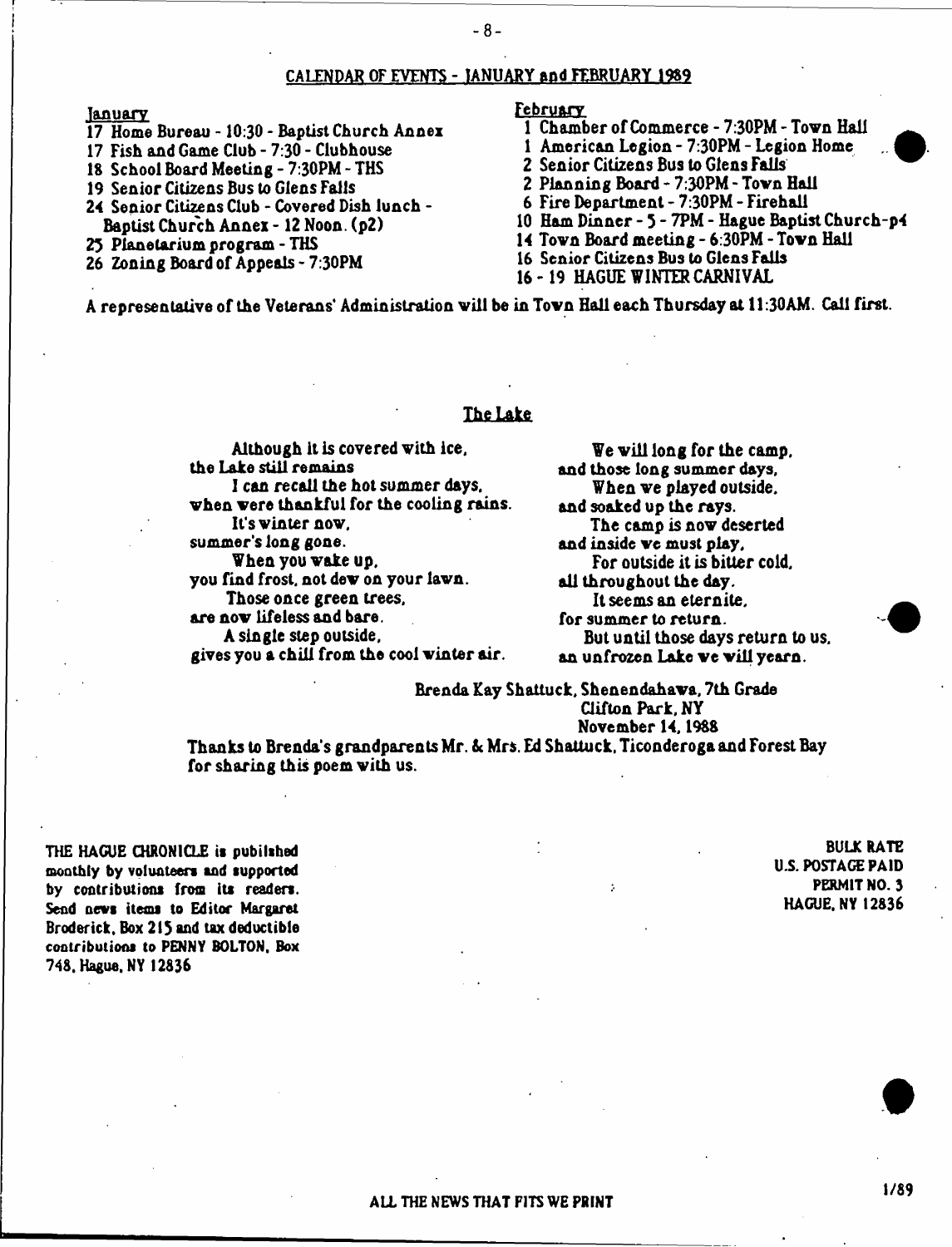## CALENDAR OF EVENTS - JANUARY and FEBRUARY 1989

**January**

17 Home Bureau - 10:30 - Baptist Church Annex
17 Fish and Game Club - 7:30 - Clubhouse
18 School Board Meeting - 7:30PM - THS
19 Senior Citizens Bus to Glens Falls
24 Senior Citizens Club - Covered Dish lunch - Baptist Church Annex - 12 Noon. (p2)
25 Planetarium program - THS
26 Zoning Board of Appeals - 7:30PM

**February**

1 Chamber of Commerce - 7:30PM - Town Hall
1 American Legion - 7:30PM - Legion Home
2 Senior Citizens Bus to Glens Falls
2 Planning Board - 7:30PM - Town Hall
6 Fire Department - 7:30PM - Firehall
10 Ham Dinner - 5 - 7PM - Hague Baptist Church-p4
14 Town Board meeting - 6:30PM - Town Hall
16 Senior Citizens Bus to Glens Falls
16 - 19 HAGUE WINTER CARNIVAL

A representative of the Veterans' Administration will be in Town Hall each Thursday at 11:30AM. Call first.

## The Lake

Although it is covered with ice,
the Lake still remains
I can recall the hot summer days,
when were thankful for the cooling rains.
It's winter now,
summer's long gone.
When you wake up,
you find frost, not dew on your lawn.
Those once green trees,
are now lifeless and bare.
A single step outside,
gives you a chill from the cool winter air.

We will long for the camp,
and those long summer days,
When we played outside,
and soaked up the rays.
The camp is now deserted
and inside we must play,
For outside it is bitter cold,
all throughout the day.
It seems an eternite,
for summer to return.
But until those days return to us,
an unfrozen Lake we will yearn.

Brenda Kay Shattuck, Shenendahawa, 7th Grade
Clifton Park, NY
November 14, 1988

Thanks to Brenda's grandparents Mr. & Mrs. Ed Shattuck, Ticonderoga and Forest Bay for sharing this poem with us.

THE HAGUE CHRONICLE is published monthly by volunteers and supported by contributions from its readers. Send news items to Editor Margaret Broderick, Box 215 and tax deductible contributions to PENNY BOLTON, Box 748, Hague, NY 12836

BULK RATE
U.S. POSTAGE PAID
PERMIT NO. 3
HAGUE, NY 12836

ALL THE NEWS THAT FITS WE PRINT